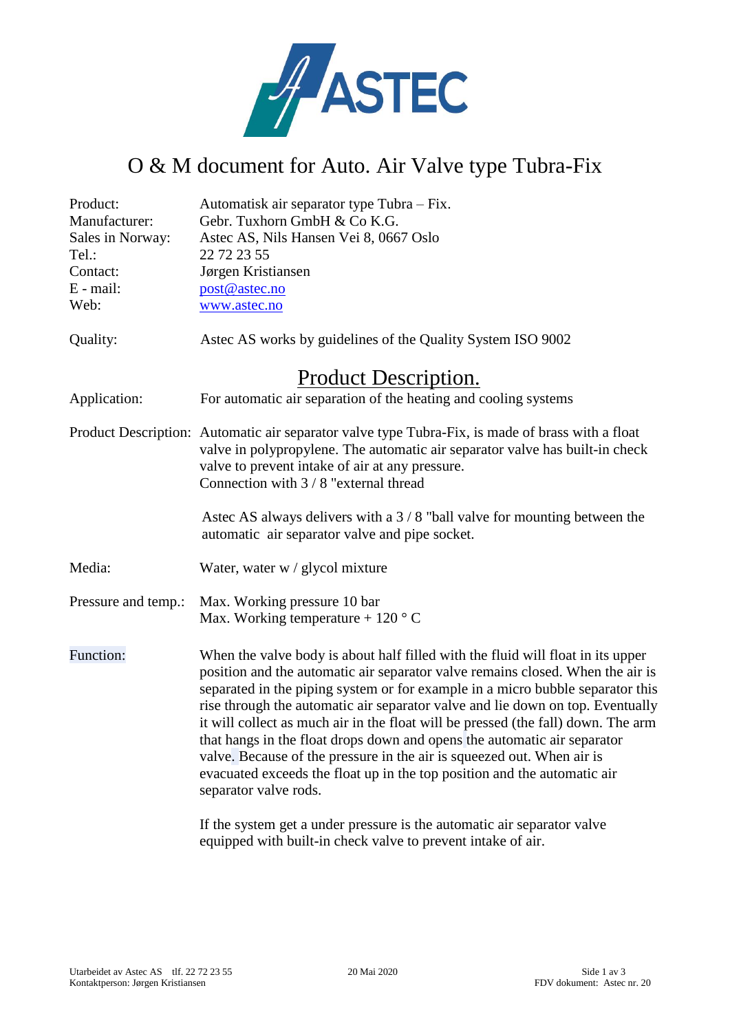# O & M document for Auto. Air Valve type Tubra-Fix

| | |
|---|---|
| Product: | Automatisk air separator type Tubra – Fix. |
| Manufacturer: | Gebr. Tuxhorn GmbH & Co K.G. |
| Sales in Norway: | Astec AS, Nils Hansen Vei 8, 0667 Oslo |
| Tel.: | 22 72 23 55 |
| Contact: | Jørgen Kristiansen |
| E - mail: | post@astec.no |
| Web: | www.astec.no |

Quality: Astec AS works by guidelines of the Quality System ISO 9002

## Product Description.

**Application:** For automatic air separation of the heating and cooling systems

**Product Description:** Automatic air separator valve type Tubra-Fix, is made of brass with a float valve in polypropylene. The automatic air separator valve has built-in check valve to prevent intake of air at any pressure.
Connection with 3 / 8 "external thread

Astec AS always delivers with a 3 / 8 "ball valve for mounting between the automatic air separator valve and pipe socket.

**Media:** Water, water w / glycol mixture

**Pressure and temp.:** Max. Working pressure 10 bar
Max. Working temperature + 120 ° C

**Function:** When the valve body is about half filled with the fluid will float in its upper position and the automatic air separator valve remains closed. When the air is separated in the piping system or for example in a micro bubble separator this rise through the automatic air separator valve and lie down on top. Eventually it will collect as much air in the float will be pressed (the fall) down. The arm that hangs in the float drops down and opens the automatic air separator valve. Because of the pressure in the air is squeezed out. When air is evacuated exceeds the float up in the top position and the automatic air separator valve rods.

If the system get a under pressure is the automatic air separator valve equipped with built-in check valve to prevent intake of air.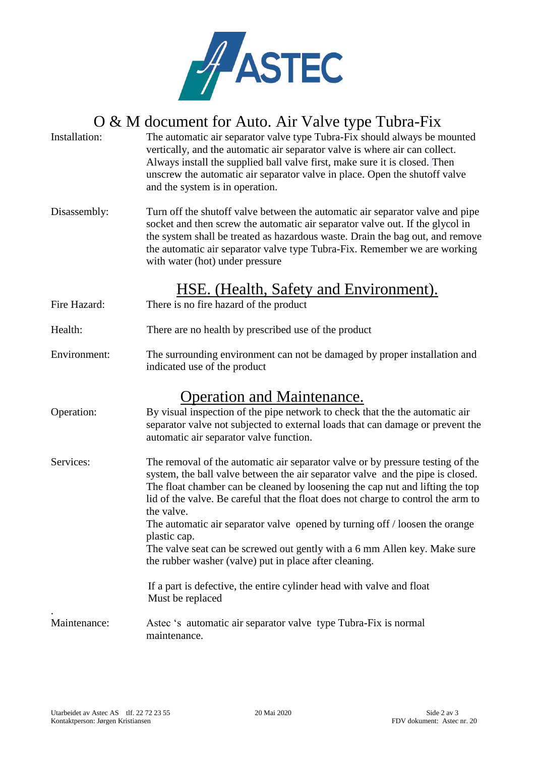# O & M document for Auto. Air Valve type Tubra-Fix

| | |
|---|---|
| Installation: | The automatic air separator valve type Tubra-Fix should always be mounted vertically, and the automatic air separator valve is where air can collect. Always install the supplied ball valve first, make sure it is closed. Then unscrew the automatic air separator valve in place. Open the shutoff valve and the system is in operation. |
| Disassembly: | Turn off the shutoff valve between the automatic air separator valve and pipe socket and then screw the automatic air separator valve out. If the glycol in the system shall be treated as hazardous waste. Drain the bag out, and remove the automatic air separator valve type Tubra-Fix. Remember we are working with water (hot) under pressure |

## HSE. (Health, Safety and Environment).

| | |
|---|---|
| Fire Hazard: | There is no fire hazard of the product |
| Health: | There are no health by prescribed use of the product |
| Environment: | The surrounding environment can not be damaged by proper installation and indicated use of the product |

## Operation and Maintenance.

| | |
|---|---|
| Operation: | By visual inspection of the pipe network to check that the the automatic air separator valve not subjected to external loads that can damage or prevent the automatic air separator valve function. |
| Services: | The removal of the automatic air separator valve or by pressure testing of the system, the ball valve between the air separator valve and the pipe is closed. The float chamber can be cleaned by loosening the cap nut and lifting the top lid of the valve. Be careful that the float does not charge to control the arm to the valve.<br>The automatic air separator valve opened by turning off / loosen the orange plastic cap.<br>The valve seat can be screwed out gently with a 6 mm Allen key. Make sure the rubber washer (valve) put in place after cleaning.<br><br>If a part is defective, the entire cylinder head with valve and float Must be replaced |
| Maintenance: | Astec 's automatic air separator valve type Tubra-Fix is normal maintenance. |

Utarbeidet av Astec AS tlf. 22 72 23 55
Kontaktperson: Jørgen Kristiansen

20 Mai 2020

FDV dokument: Astec nr. 20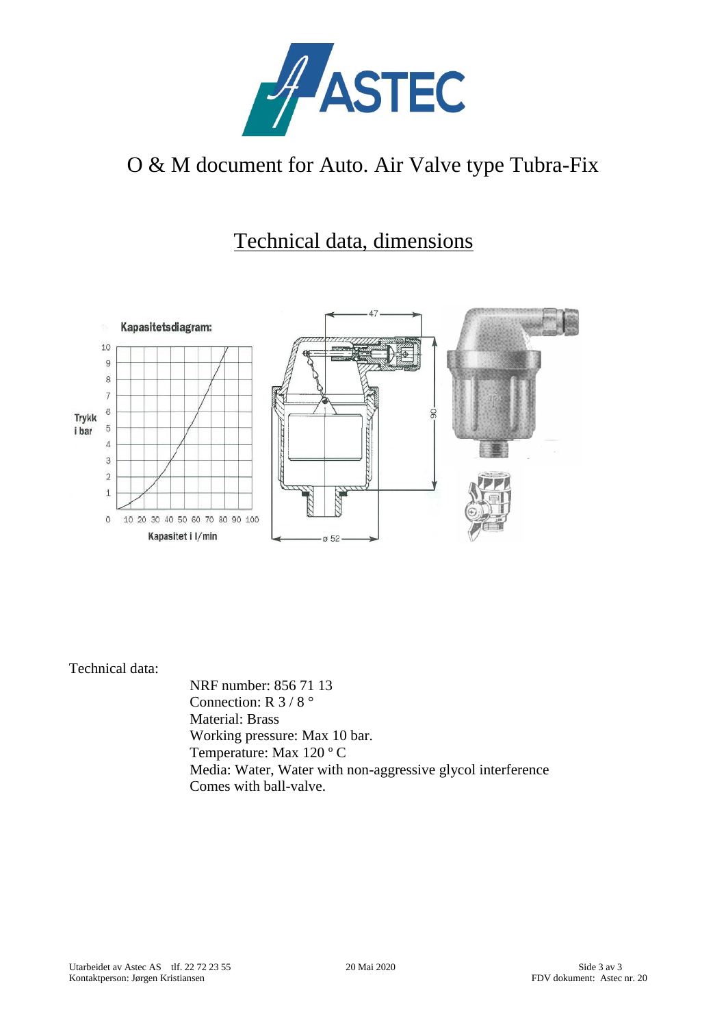ASTEC

# O & M document for Auto. Air Valve type Tubra-Fix

## Technical data, dimensions

Kapasitetsdiagram:

Trykk i bar

10
9
8
7
6
5
4
3
2
1
0

10 20 30 40 50 60 70 80 90 100

Kapasitet i l/min

47

90

ø 52

Technical data:

NRF number: 856 71 13
Connection: R 3 / 8 °
Material: Brass
Working pressure: Max 10 bar.
Temperature: Max 120 ° C
Media: Water, Water with non-aggressive glycol interference
Comes with ball-valve.

Utarbeidet av Astec AS tlf. 22 72 23 55
Kontaktperson: Jørgen Kristiansen

20 Mai 2020

FDV dokument: Astec nr. 20